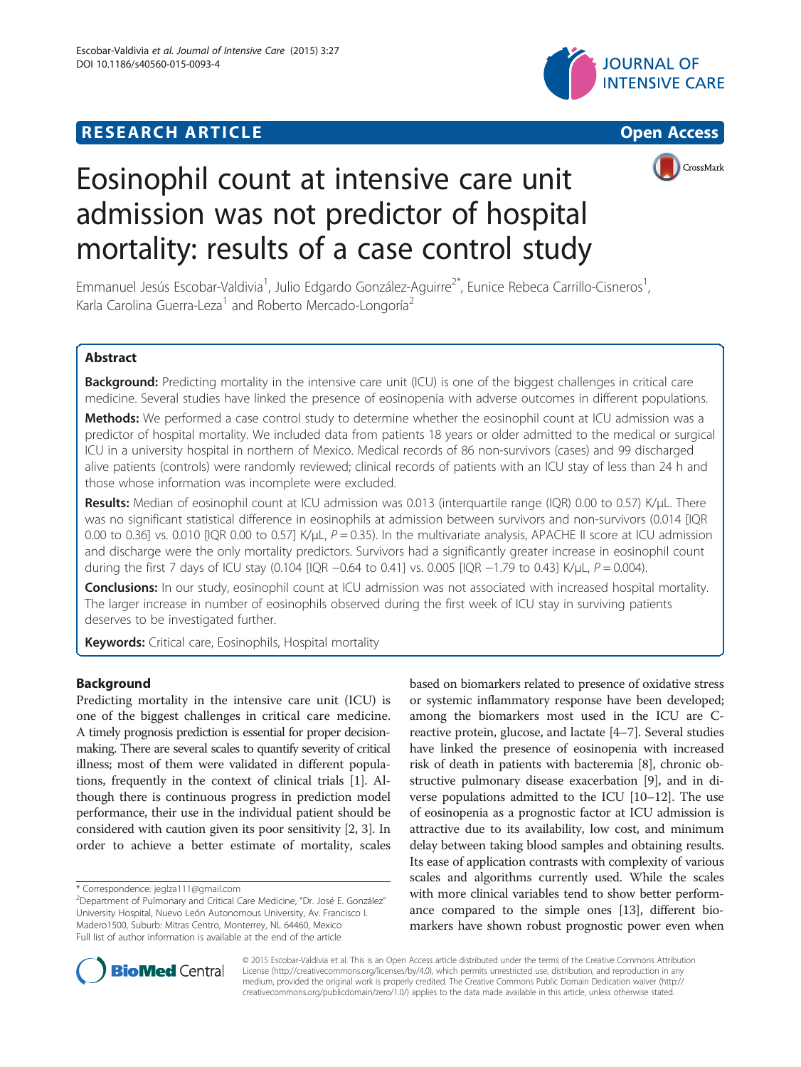RESEARCH ARTICLE

Open Access

# Eosinophil count at intensive care unit admission was not predictor of hospital mortality: results of a case control study

Emmanuel Jesús Escobar-Valdivia[1], Julio Edgardo González-Aguirre[2*], Eunice Rebeca Carrillo-Cisneros[1], Karla Carolina Guerra-Leza[1] and Roberto Mercado-Longoría[2]

## Abstract

**Background:** Predicting mortality in the intensive care unit (ICU) is one of the biggest challenges in critical care medicine. Several studies have linked the presence of eosinopenia with adverse outcomes in different populations.

**Methods:** We performed a case control study to determine whether the eosinophil count at ICU admission was a predictor of hospital mortality. We included data from patients 18 years or older admitted to the medical or surgical ICU in a university hospital in northern of Mexico. Medical records of 86 non-survivors (cases) and 99 discharged alive patients (controls) were randomly reviewed; clinical records of patients with an ICU stay of less than 24 h and those whose information was incomplete were excluded.

**Results:** Median of eosinophil count at ICU admission was 0.013 (interquartile range (IQR) 0.00 to 0.57) K/μL. There was no significant statistical difference in eosinophils at admission between survivors and non-survivors (0.014 [IQR 0.00 to 0.36] vs. 0.010 [IQR 0.00 to 0.57] K/μL, $P = 0.35$). In the multivariate analysis, APACHE II score at ICU admission and discharge were the only mortality predictors. Survivors had a significantly greater increase in eosinophil count during the first 7 days of ICU stay (0.104 [IQR −0.64 to 0.41] vs. 0.005 [IQR −1.79 to 0.43] K/μL, $P = 0.004$).

**Conclusions:** In our study, eosinophil count at ICU admission was not associated with increased hospital mortality. The larger increase in number of eosinophils observed during the first week of ICU stay in surviving patients deserves to be investigated further.

**Keywords:** Critical care, Eosinophils, Hospital mortality

## Background

Predicting mortality in the intensive care unit (ICU) is one of the biggest challenges in critical care medicine. A timely prognosis prediction is essential for proper decision-making. There are several scales to quantify severity of critical illness; most of them were validated in different populations, frequently in the context of clinical trials [1]. Although there is continuous progress in prediction model performance, their use in the individual patient should be considered with caution given its poor sensitivity [2, 3]. In order to achieve a better estimate of mortality, scales based on biomarkers related to presence of oxidative stress or systemic inflammatory response have been developed; among the biomarkers most used in the ICU are C-reactive protein, glucose, and lactate [4–7]. Several studies have linked the presence of eosinopenia with increased risk of death in patients with bacteremia [8], chronic obstructive pulmonary disease exacerbation [9], and in diverse populations admitted to the ICU [10–12]. The use of eosinopenia as a prognostic factor at ICU admission is attractive due to its availability, low cost, and minimum delay between taking blood samples and obtaining results. Its ease of application contrasts with complexity of various scales and algorithms currently used. While the scales with more clinical variables tend to show better performance compared to the simple ones [13], different biomarkers have shown robust prognostic power even when

\* Correspondence: jeglza111@gmail.com
[2]Department of Pulmonary and Critical Care Medicine, "Dr. José E. González" University Hospital, Nuevo León Autonomous University, Av. Francisco I. Madero1500, Suburb: Mitras Centro, Monterrey, NL 64460, Mexico
Full list of author information is available at the end of the article

© 2015 Escobar-Valdivia et al. This is an Open Access article distributed under the terms of the Creative Commons Attribution License (http://creativecommons.org/licenses/by/4.0), which permits unrestricted use, distribution, and reproduction in any medium, provided the original work is properly credited. The Creative Commons Public Domain Dedication waiver (http://creativecommons.org/publicdomain/zero/1.0/) applies to the data made available in this article, unless otherwise stated.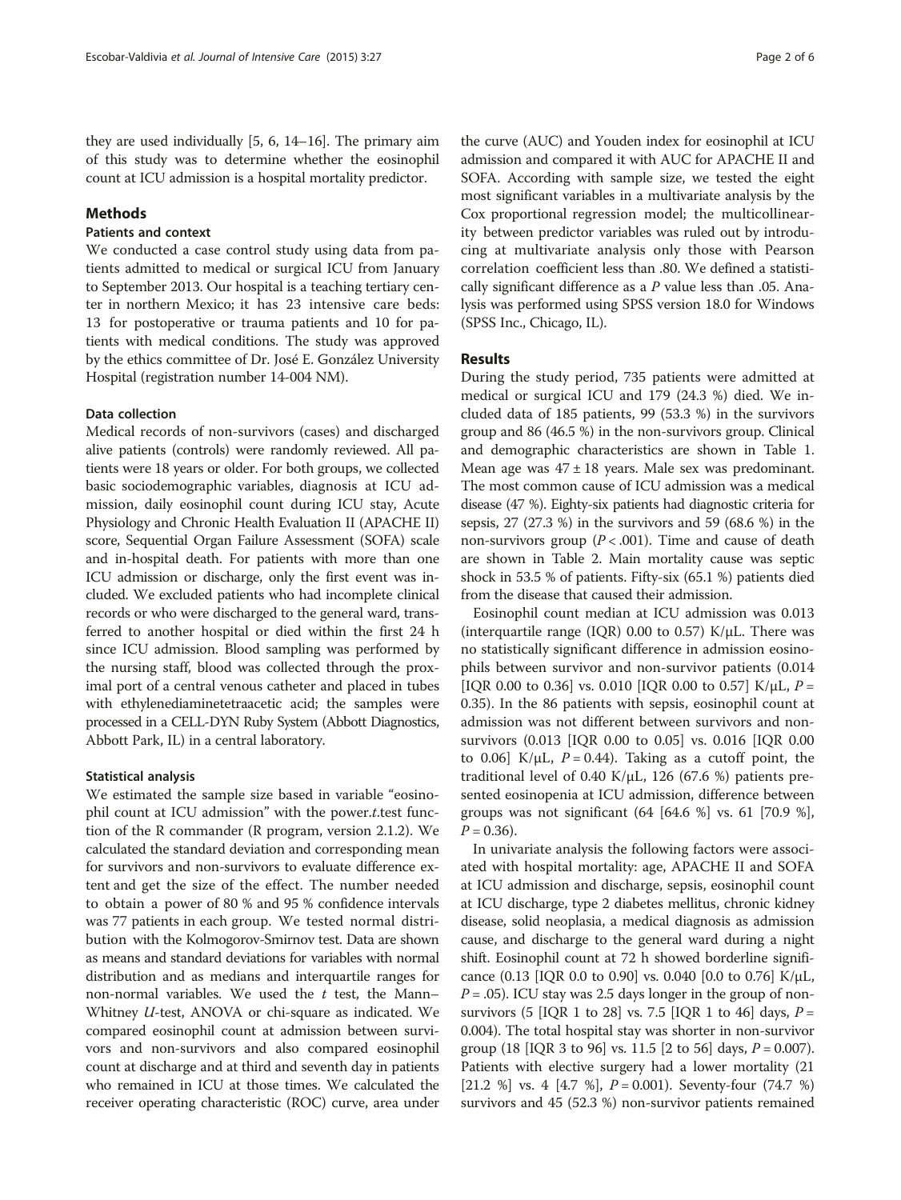they are used individually [5, 6, 14–16]. The primary aim of this study was to determine whether the eosinophil count at ICU admission is a hospital mortality predictor.

## Methods

### Patients and context

We conducted a case control study using data from patients admitted to medical or surgical ICU from January to September 2013. Our hospital is a teaching tertiary center in northern Mexico; it has 23 intensive care beds: 13 for postoperative or trauma patients and 10 for patients with medical conditions. The study was approved by the ethics committee of Dr. José E. González University Hospital (registration number 14-004 NM).

#### Data collection

Medical records of non-survivors (cases) and discharged alive patients (controls) were randomly reviewed. All patients were 18 years or older. For both groups, we collected basic sociodemographic variables, diagnosis at ICU admission, daily eosinophil count during ICU stay, Acute Physiology and Chronic Health Evaluation II (APACHE II) score, Sequential Organ Failure Assessment (SOFA) scale and in-hospital death. For patients with more than one ICU admission or discharge, only the first event was included. We excluded patients who had incomplete clinical records or who were discharged to the general ward, transferred to another hospital or died within the first 24 h since ICU admission. Blood sampling was performed by the nursing staff, blood was collected through the proximal port of a central venous catheter and placed in tubes with ethylenediaminetetraacetic acid; the samples were processed in a CELL-DYN Ruby System (Abbott Diagnostics, Abbott Park, IL) in a central laboratory.

#### Statistical analysis

We estimated the sample size based in variable "eosinophil count at ICU admission" with the power.*t*.test function of the R commander (R program, version 2.1.2). We calculated the standard deviation and corresponding mean for survivors and non-survivors to evaluate difference extent and get the size of the effect. The number needed to obtain a power of 80 % and 95 % confidence intervals was 77 patients in each group. We tested normal distribution with the Kolmogorov-Smirnov test. Data are shown as means and standard deviations for variables with normal distribution and as medians and interquartile ranges for non-normal variables. We used the *t* test, the Mann–Whitney *U*-test, ANOVA or chi-square as indicated. We compared eosinophil count at admission between survivors and non-survivors and also compared eosinophil count at discharge and at third and seventh day in patients who remained in ICU at those times. We calculated the receiver operating characteristic (ROC) curve, area under the curve (AUC) and Youden index for eosinophil at ICU admission and compared it with AUC for APACHE II and SOFA. According with sample size, we tested the eight most significant variables in a multivariate analysis by the Cox proportional regression model; the multicollinearity between predictor variables was ruled out by introducing at multivariate analysis only those with Pearson correlation coefficient less than .80. We defined a statistically significant difference as a *P* value less than .05. Analysis was performed using SPSS version 18.0 for Windows (SPSS Inc., Chicago, IL).

## Results

During the study period, 735 patients were admitted at medical or surgical ICU and 179 (24.3 %) died. We included data of 185 patients, 99 (53.3 %) in the survivors group and 86 (46.5 %) in the non-survivors group. Clinical and demographic characteristics are shown in Table 1. Mean age was 47 ± 18 years. Male sex was predominant. The most common cause of ICU admission was a medical disease (47 %). Eighty-six patients had diagnostic criteria for sepsis, 27 (27.3 %) in the survivors and 59 (68.6 %) in the non-survivors group ($P < .001$). Time and cause of death are shown in Table 2. Main mortality cause was septic shock in 53.5 % of patients. Fifty-six (65.1 %) patients died from the disease that caused their admission.

Eosinophil count median at ICU admission was 0.013 (interquartile range (IQR) 0.00 to 0.57) K/μL. There was no statistically significant difference in admission eosinophils between survivor and non-survivor patients (0.014 [IQR 0.00 to 0.36] vs. 0.010 [IQR 0.00 to 0.57] K/μL, $P = 0.35$). In the 86 patients with sepsis, eosinophil count at admission was not different between survivors and non-survivors (0.013 [IQR 0.00 to 0.05] vs. 0.016 [IQR 0.00 to 0.06] K/μL, $P = 0.44$). Taking as a cutoff point, the traditional level of 0.40 K/μL, 126 (67.6 %) patients presented eosinopenia at ICU admission, difference between groups was not significant (64 [64.6 %] vs. 61 [70.9 %], $P = 0.36$).

In univariate analysis the following factors were associated with hospital mortality: age, APACHE II and SOFA at ICU admission and discharge, sepsis, eosinophil count at ICU discharge, type 2 diabetes mellitus, chronic kidney disease, solid neoplasia, a medical diagnosis as admission cause, and discharge to the general ward during a night shift. Eosinophil count at 72 h showed borderline significance (0.13 [IQR 0.0 to 0.90] vs. 0.040 [0.0 to 0.76] K/μL, $P = .05$). ICU stay was 2.5 days longer in the group of non-survivors (5 [IQR 1 to 28] vs. 7.5 [IQR 1 to 46] days, $P = 0.004$). The total hospital stay was shorter in non-survivor group (18 [IQR 3 to 96] vs. 11.5 [2 to 56] days, $P = 0.007$). Patients with elective surgery had a lower mortality (21 [21.2 %] vs. 4 [4.7 %], $P = 0.001$). Seventy-four (74.7 %) survivors and 45 (52.3 %) non-survivor patients remained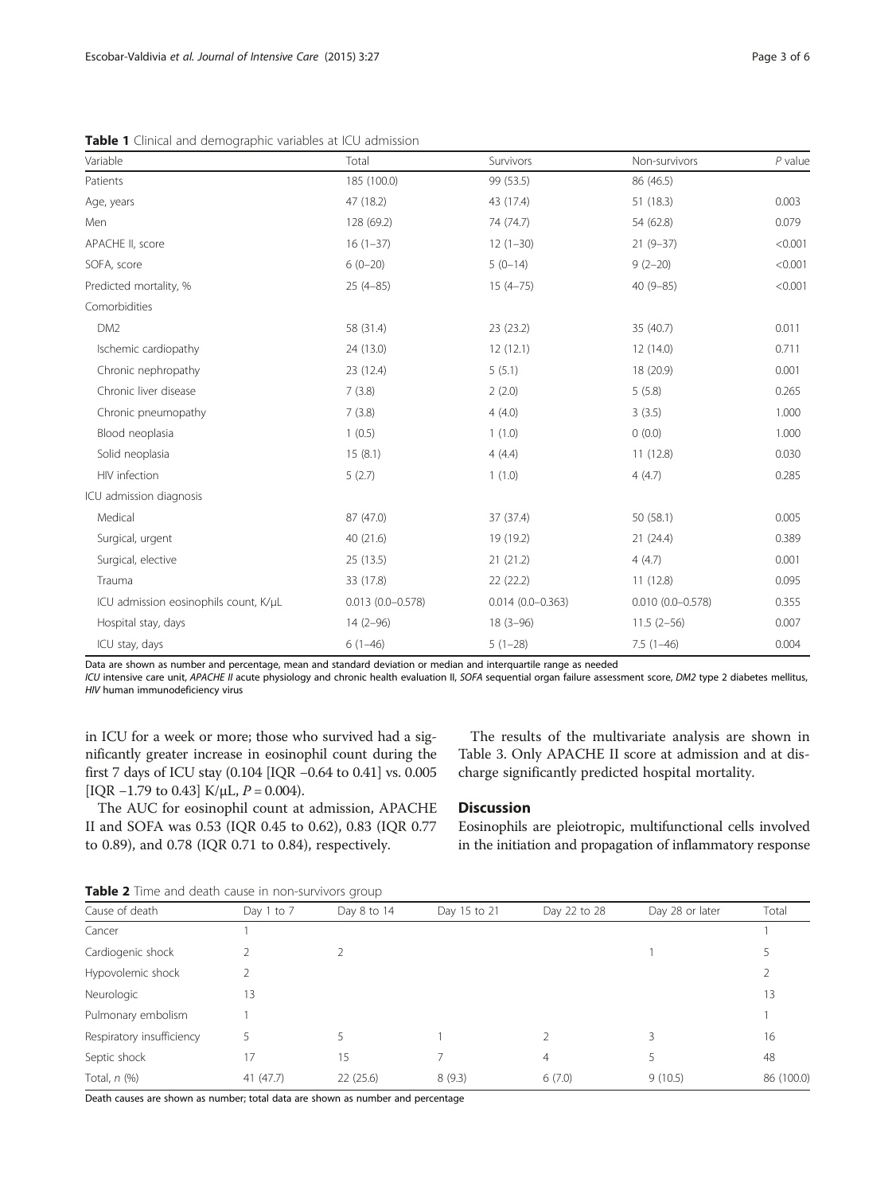**Table 1** Clinical and demographic variables at ICU admission

| Variable | Total | Survivors | Non-survivors | *P* value |
|---|---|---|---|---|
| Patients | 185 (100.0) | 99 (53.5) | 86 (46.5) | |
| Age, years | 47 (18.2) | 43 (17.4) | 51 (18.3) | 0.003 |
| Men | 128 (69.2) | 74 (74.7) | 54 (62.8) | 0.079 |
| APACHE II, score | 16 (1–37) | 12 (1–30) | 21 (9–37) | <0.001 |
| SOFA, score | 6 (0–20) | 5 (0–14) | 9 (2–20) | <0.001 |
| Predicted mortality, % | 25 (4–85) | 15 (4–75) | 40 (9–85) | <0.001 |
| Comorbidities | | | | |
| DM2 | 58 (31.4) | 23 (23.2) | 35 (40.7) | 0.011 |
| Ischemic cardiopathy | 24 (13.0) | 12 (12.1) | 12 (14.0) | 0.711 |
| Chronic nephropathy | 23 (12.4) | 5 (5.1) | 18 (20.9) | 0.001 |
| Chronic liver disease | 7 (3.8) | 2 (2.0) | 5 (5.8) | 0.265 |
| Chronic pneumopathy | 7 (3.8) | 4 (4.0) | 3 (3.5) | 1.000 |
| Blood neoplasia | 1 (0.5) | 1 (1.0) | 0 (0.0) | 1.000 |
| Solid neoplasia | 15 (8.1) | 4 (4.4) | 11 (12.8) | 0.030 |
| HIV infection | 5 (2.7) | 1 (1.0) | 4 (4.7) | 0.285 |
| ICU admission diagnosis | | | | |
| Medical | 87 (47.0) | 37 (37.4) | 50 (58.1) | 0.005 |
| Surgical, urgent | 40 (21.6) | 19 (19.2) | 21 (24.4) | 0.389 |
| Surgical, elective | 25 (13.5) | 21 (21.2) | 4 (4.7) | 0.001 |
| Trauma | 33 (17.8) | 22 (22.2) | 11 (12.8) | 0.095 |
| ICU admission eosinophils count, K/μL | 0.013 (0.0–0.578) | 0.014 (0.0–0.363) | 0.010 (0.0–0.578) | 0.355 |
| Hospital stay, days | 14 (2–96) | 18 (3–96) | 11.5 (2–56) | 0.007 |
| ICU stay, days | 6 (1–46) | 5 (1–28) | 7.5 (1–46) | 0.004 |

Data are shown as number and percentage, mean and standard deviation or median and interquartile range as needed

*ICU* intensive care unit, *APACHE II* acute physiology and chronic health evaluation II, *SOFA* sequential organ failure assessment score, *DM2* type 2 diabetes mellitus, *HIV* human immunodeficiency virus

in ICU for a week or more; those who survived had a significantly greater increase in eosinophil count during the first 7 days of ICU stay (0.104 [IQR −0.64 to 0.41] vs. 0.005 [IQR −1.79 to 0.43] K/μL, $P = 0.004$).

The AUC for eosinophil count at admission, APACHE II and SOFA was 0.53 (IQR 0.45 to 0.62), 0.83 (IQR 0.77 to 0.89), and 0.78 (IQR 0.71 to 0.84), respectively.

The results of the multivariate analysis are shown in Table 3. Only APACHE II score at admission and at discharge significantly predicted hospital mortality.

## Discussion

Eosinophils are pleiotropic, multifunctional cells involved in the initiation and propagation of inflammatory response

**Table 2** Time and death cause in non-survivors group

| Cause of death | Day 1 to 7 | Day 8 to 14 | Day 15 to 21 | Day 22 to 28 | Day 28 or later | Total |
|---|---|---|---|---|---|---|
| Cancer | 1 | | | | | 1 |
| Cardiogenic shock | 2 | 2 | | | 1 | 5 |
| Hypovolemic shock | 2 | | | | | 2 |
| Neurologic | 13 | | | | | 13 |
| Pulmonary embolism | 1 | | | | | 1 |
| Respiratory insufficiency | 5 | 5 | 1 | 2 | 3 | 16 |
| Septic shock | 17 | 15 | 7 | 4 | 5 | 48 |
| Total, *n* (%) | 41 (47.7) | 22 (25.6) | 8 (9.3) | 6 (7.0) | 9 (10.5) | 86 (100.0) |

Death causes are shown as number; total data are shown as number and percentage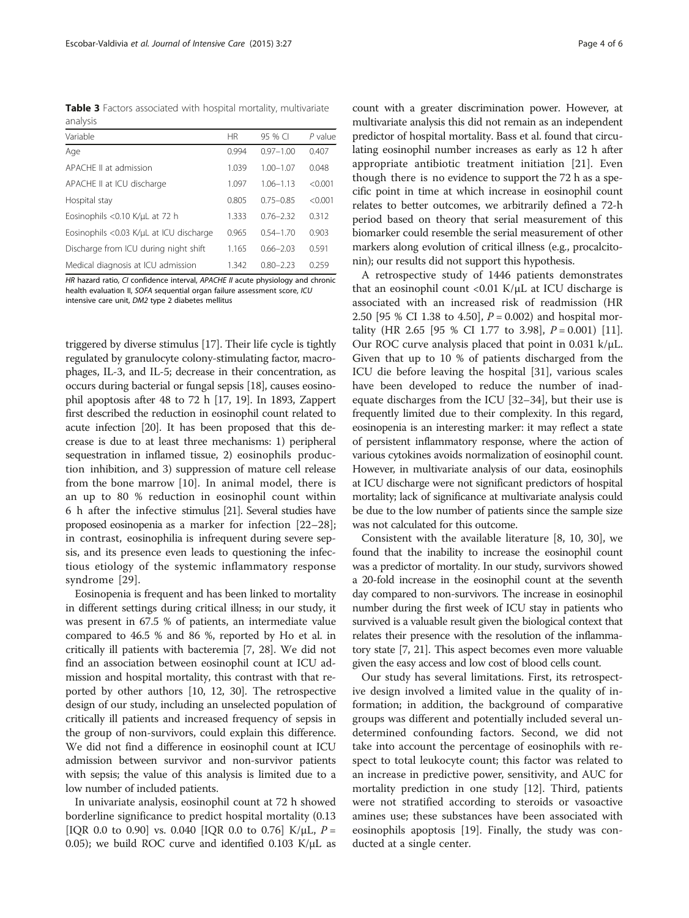**Table 3** Factors associated with hospital mortality, multivariate analysis

| Variable | HR | 95 % CI | *P* value |
|---|---|---|---|
| Age | 0.994 | 0.97–1.00 | 0.407 |
| APACHE II at admission | 1.039 | 1.00–1.07 | 0.048 |
| APACHE II at ICU discharge | 1.097 | 1.06–1.13 | <0.001 |
| Hospital stay | 0.805 | 0.75–0.85 | <0.001 |
| Eosinophils <0.10 K/μL at 72 h | 1.333 | 0.76–2.32 | 0.312 |
| Eosinophils <0.03 K/μL at ICU discharge | 0.965 | 0.54–1.70 | 0.903 |
| Discharge from ICU during night shift | 1.165 | 0.66–2.03 | 0.591 |
| Medical diagnosis at ICU admission | 1.342 | 0.80–2.23 | 0.259 |

*HR* hazard ratio, *CI* confidence interval, *APACHE II* acute physiology and chronic health evaluation II, *SOFA* sequential organ failure assessment score, *ICU* intensive care unit, *DM2* type 2 diabetes mellitus

triggered by diverse stimulus [17]. Their life cycle is tightly regulated by granulocyte colony-stimulating factor, macrophages, IL-3, and IL-5; decrease in their concentration, as occurs during bacterial or fungal sepsis [18], causes eosinophil apoptosis after 48 to 72 h [17, 19]. In 1893, Zappert first described the reduction in eosinophil count related to acute infection [20]. It has been proposed that this decrease is due to at least three mechanisms: 1) peripheral sequestration in inflamed tissue, 2) eosinophils production inhibition, and 3) suppression of mature cell release from the bone marrow [10]. In animal model, there is an up to 80 % reduction in eosinophil count within 6 h after the infective stimulus [21]. Several studies have proposed eosinopenia as a marker for infection [22–28]; in contrast, eosinophilia is infrequent during severe sepsis, and its presence even leads to questioning the infectious etiology of the systemic inflammatory response syndrome [29].

Eosinopenia is frequent and has been linked to mortality in different settings during critical illness; in our study, it was present in 67.5 % of patients, an intermediate value compared to 46.5 % and 86 %, reported by Ho et al. in critically ill patients with bacteremia [7, 28]. We did not find an association between eosinophil count at ICU admission and hospital mortality, this contrast with that reported by other authors [10, 12, 30]. The retrospective design of our study, including an unselected population of critically ill patients and increased frequency of sepsis in the group of non-survivors, could explain this difference. We did not find a difference in eosinophil count at ICU admission between survivor and non-survivor patients with sepsis; the value of this analysis is limited due to a low number of included patients.

In univariate analysis, eosinophil count at 72 h showed borderline significance to predict hospital mortality (0.13 [IQR 0.0 to 0.90] vs. 0.040 [IQR 0.0 to 0.76] K/μL, $P = 0.05$); we build ROC curve and identified 0.103 K/μL as count with a greater discrimination power. However, at multivariate analysis this did not remain as an independent predictor of hospital mortality. Bass et al. found that circulating eosinophil number increases as early as 12 h after appropriate antibiotic treatment initiation [21]. Even though there is no evidence to support the 72 h as a specific point in time at which increase in eosinophil count relates to better outcomes, we arbitrarily defined a 72-h period based on theory that serial measurement of this biomarker could resemble the serial measurement of other markers along evolution of critical illness (e.g., procalcitonin); our results did not support this hypothesis.

A retrospective study of 1446 patients demonstrates that an eosinophil count <0.01 K/μL at ICU discharge is associated with an increased risk of readmission (HR 2.50 [95 % CI 1.38 to 4.50], $P = 0.002$) and hospital mortality (HR 2.65 [95 % CI 1.77 to 3.98], $P = 0.001$) [11]. Our ROC curve analysis placed that point in 0.031 k/μL. Given that up to 10 % of patients discharged from the ICU die before leaving the hospital [31], various scales have been developed to reduce the number of inadequate discharges from the ICU [32–34], but their use is frequently limited due to their complexity. In this regard, eosinopenia is an interesting marker: it may reflect a state of persistent inflammatory response, where the action of various cytokines avoids normalization of eosinophil count. However, in multivariate analysis of our data, eosinophils at ICU discharge were not significant predictors of hospital mortality; lack of significance at multivariate analysis could be due to the low number of patients since the sample size was not calculated for this outcome.

Consistent with the available literature [8, 10, 30], we found that the inability to increase the eosinophil count was a predictor of mortality. In our study, survivors showed a 20-fold increase in the eosinophil count at the seventh day compared to non-survivors. The increase in eosinophil number during the first week of ICU stay in patients who survived is a valuable result given the biological context that relates their presence with the resolution of the inflammatory state [7, 21]. This aspect becomes even more valuable given the easy access and low cost of blood cells count.

Our study has several limitations. First, its retrospective design involved a limited value in the quality of information; in addition, the background of comparative groups was different and potentially included several undetermined confounding factors. Second, we did not take into account the percentage of eosinophils with respect to total leukocyte count; this factor was related to an increase in predictive power, sensitivity, and AUC for mortality prediction in one study [12]. Third, patients were not stratified according to steroids or vasoactive amines use; these substances have been associated with eosinophils apoptosis [19]. Finally, the study was conducted at a single center.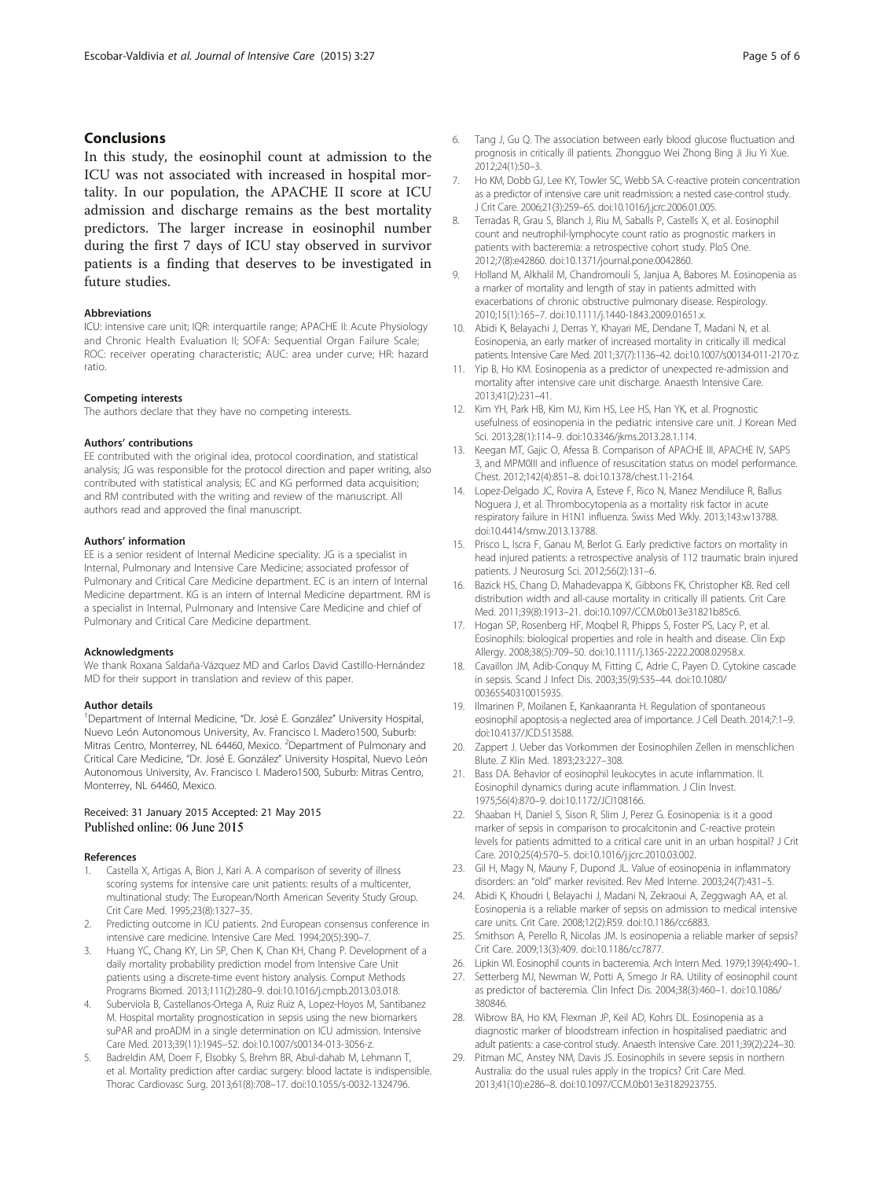## Conclusions

In this study, the eosinophil count at admission to the ICU was not associated with increased in hospital mortality. In our population, the APACHE II score at ICU admission and discharge remains as the best mortality predictors. The larger increase in eosinophil number during the first 7 days of ICU stay observed in survivor patients is a finding that deserves to be investigated in future studies.

#### Abbreviations

ICU: intensive care unit; IQR: interquartile range; APACHE II: Acute Physiology and Chronic Health Evaluation II; SOFA: Sequential Organ Failure Scale; ROC: receiver operating characteristic; AUC: area under curve; HR: hazard ratio.

#### Competing interests

The authors declare that they have no competing interests.

#### Authors' contributions

EE contributed with the original idea, protocol coordination, and statistical analysis; JG was responsible for the protocol direction and paper writing, also contributed with statistical analysis; EC and KG performed data acquisition; and RM contributed with the writing and review of the manuscript. All authors read and approved the final manuscript.

#### Authors' information

EE is a senior resident of Internal Medicine speciality. JG is a specialist in Internal, Pulmonary and Intensive Care Medicine; associated professor of Pulmonary and Critical Care Medicine department. EC is an intern of Internal Medicine department. KG is an intern of Internal Medicine department. RM is a specialist in Internal, Pulmonary and Intensive Care Medicine and chief of Pulmonary and Critical Care Medicine department.

#### Acknowledgments

We thank Roxana Saldaña-Vázquez MD and Carlos David Castillo-Hernández MD for their support in translation and review of this paper.

#### Author details

[1]Department of Internal Medicine, "Dr. José E. González" University Hospital, Nuevo León Autonomous University, Av. Francisco I. Madero1500, Suburb: Mitras Centro, Monterrey, NL 64460, Mexico. [2]Department of Pulmonary and Critical Care Medicine, "Dr. José E. González" University Hospital, Nuevo León Autonomous University, Av. Francisco I. Madero1500, Suburb: Mitras Centro, Monterrey, NL 64460, Mexico.

Received: 31 January 2015 Accepted: 21 May 2015
Published online: 06 June 2015

#### References

1. Castella X, Artigas A, Bion J, Kari A. A comparison of severity of illness scoring systems for intensive care unit patients: results of a multicenter, multinational study: The European/North American Severity Study Group. Crit Care Med. 1995;23(8):1327–35.
2. Predicting outcome in ICU patients. 2nd European consensus conference in intensive care medicine. Intensive Care Med. 1994;20(5):390–7.
3. Huang YC, Chang KY, Lin SP, Chen K, Chan KH, Chang P. Development of a daily mortality probability prediction model from Intensive Care Unit patients using a discrete-time event history analysis. Comput Methods Programs Biomed. 2013;111(2):280–9. doi:10.1016/j.cmpb.2013.03.018.
4. Suberviola B, Castellanos-Ortega A, Ruiz Ruiz A, Lopez-Hoyos M, Santibanez M. Hospital mortality prognostication in sepsis using the new biomarkers suPAR and proADM in a single determination on ICU admission. Intensive Care Med. 2013;39(11):1945–52. doi:10.1007/s00134-013-3056-z.
5. Badreldin AM, Doerr F, Elsobky S, Brehm BR, Abul-dahab M, Lehmann T, et al. Mortality prediction after cardiac surgery: blood lactate is indispensible. Thorac Cardiovasc Surg. 2013;61(8):708–17. doi:10.1055/s-0032-1324796.
6. Tang J, Gu Q. The association between early blood glucose fluctuation and prognosis in critically ill patients. Zhongguo Wei Zhong Bing Ji Jiu Yi Xue. 2012;24(1):50–3.
7. Ho KM, Dobb GJ, Lee KY, Towler SC, Webb SA. C-reactive protein concentration as a predictor of intensive care unit readmission: a nested case-control study. J Crit Care. 2006;21(3):259–65. doi:10.1016/j.jcrc.2006.01.005.
8. Terradas R, Grau S, Blanch J, Riu M, Saballs P, Castells X, et al. Eosinophil count and neutrophil-lymphocyte count ratio as prognostic markers in patients with bacteremia: a retrospective cohort study. PloS One. 2012;7(8):e42860. doi:10.1371/journal.pone.0042860.
9. Holland M, Alkhalil M, Chandromouli S, Janjua A, Babores M. Eosinopenia as a marker of mortality and length of stay in patients admitted with exacerbations of chronic obstructive pulmonary disease. Respirology. 2010;15(1):165–7. doi:10.1111/j.1440-1843.2009.01651.x.
10. Abidi K, Belayachi J, Derras Y, Khayari ME, Dendane T, Madani N, et al. Eosinopenia, an early marker of increased mortality in critically ill medical patients. Intensive Care Med. 2011;37(7):1136–42. doi:10.1007/s00134-011-2170-z.
11. Yip B, Ho KM. Eosinopenia as a predictor of unexpected re-admission and mortality after intensive care unit discharge. Anaesth Intensive Care. 2013;41(2):231–41.
12. Kim YH, Park HB, Kim MJ, Kim HS, Lee HS, Han YK, et al. Prognostic usefulness of eosinopenia in the pediatric intensive care unit. J Korean Med Sci. 2013;28(1):114–9. doi:10.3346/jkms.2013.28.1.114.
13. Keegan MT, Gajic O, Afessa B. Comparison of APACHE III, APACHE IV, SAPS 3, and MPM0III and influence of resuscitation status on model performance. Chest. 2012;142(4):851–8. doi:10.1378/chest.11-2164.
14. Lopez-Delgado JC, Rovira A, Esteve F, Rico N, Manez Mendiluce R, Ballus Noguera J, et al. Thrombocytopenia as a mortality risk factor in acute respiratory failure in H1N1 influenza. Swiss Med Wkly. 2013;143:w13788. doi:10.4414/smw.2013.13788.
15. Prisco L, Iscra F, Ganau M, Berlot G. Early predictive factors on mortality in head injured patients: a retrospective analysis of 112 traumatic brain injured patients. J Neurosurg Sci. 2012;56(2):131–6.
16. Bazick HS, Chang D, Mahadevappa K, Gibbons FK, Christopher KB. Red cell distribution width and all-cause mortality in critically ill patients. Crit Care Med. 2011;39(8):1913–21. doi:10.1097/CCM.0b013e31821b85c6.
17. Hogan SP, Rosenberg HF, Moqbel R, Phipps S, Foster PS, Lacy P, et al. Eosinophils: biological properties and role in health and disease. Clin Exp Allergy. 2008;38(5):709–50. doi:10.1111/j.1365-2222.2008.02958.x.
18. Cavaillon JM, Adib-Conquy M, Fitting C, Adrie C, Payen D. Cytokine cascade in sepsis. Scand J Infect Dis. 2003;35(9):535–44. doi:10.1080/00365540310015935.
19. Ilmarinen P, Moilanen E, Kankaanranta H. Regulation of spontaneous eosinophil apoptosis-a neglected area of importance. J Cell Death. 2014;7:1–9. doi:10.4137/JCD.S13588.
20. Zappert J. Ueber das Vorkommen der Eosinophilen Zellen in menschlichen Blute. Z Klin Med. 1893;23:227–308.
21. Bass DA. Behavior of eosinophil leukocytes in acute inflammation. II. Eosinophil dynamics during acute inflammation. J Clin Invest. 1975;56(4):870–9. doi:10.1172/JCI108166.
22. Shaaban H, Daniel S, Sison R, Slim J, Perez G. Eosinopenia: is it a good marker of sepsis in comparison to procalcitonin and C-reactive protein levels for patients admitted to a critical care unit in an urban hospital? J Crit Care. 2010;25(4):570–5. doi:10.1016/j.jcrc.2010.03.002.
23. Gil H, Magy N, Mauny F, Dupond JL. Value of eosinopenia in inflammatory disorders: an "old" marker revisited. Rev Med Interne. 2003;24(7):431–5.
24. Abidi K, Khoudri I, Belayachi J, Madani N, Zekraoui A, Zeggwagh AA, et al. Eosinopenia is a reliable marker of sepsis on admission to medical intensive care units. Crit Care. 2008;12(2):R59. doi:10.1186/cc6883.
25. Smithson A, Perello R, Nicolas JM. Is eosinopenia a reliable marker of sepsis? Crit Care. 2009;13(3):409. doi:10.1186/cc7877.
26. Lipkin WI. Eosinophil counts in bacteremia. Arch Intern Med. 1979;139(4):490–1.
27. Setterberg MJ, Newman W, Potti A, Smego Jr RA. Utility of eosinophil count as predictor of bacteremia. Clin Infect Dis. 2004;38(3):460–1. doi:10.1086/380846.
28. Wibrow BA, Ho KM, Flexman JP, Keil AD, Kohrs DL. Eosinopenia as a diagnostic marker of bloodstream infection in hospitalised paediatric and adult patients: a case-control study. Anaesth Intensive Care. 2011;39(2):224–30.
29. Pitman MC, Anstey NM, Davis JS. Eosinophils in severe sepsis in northern Australia: do the usual rules apply in the tropics? Crit Care Med. 2013;41(10):e286–8. doi:10.1097/CCM.0b013e3182923755.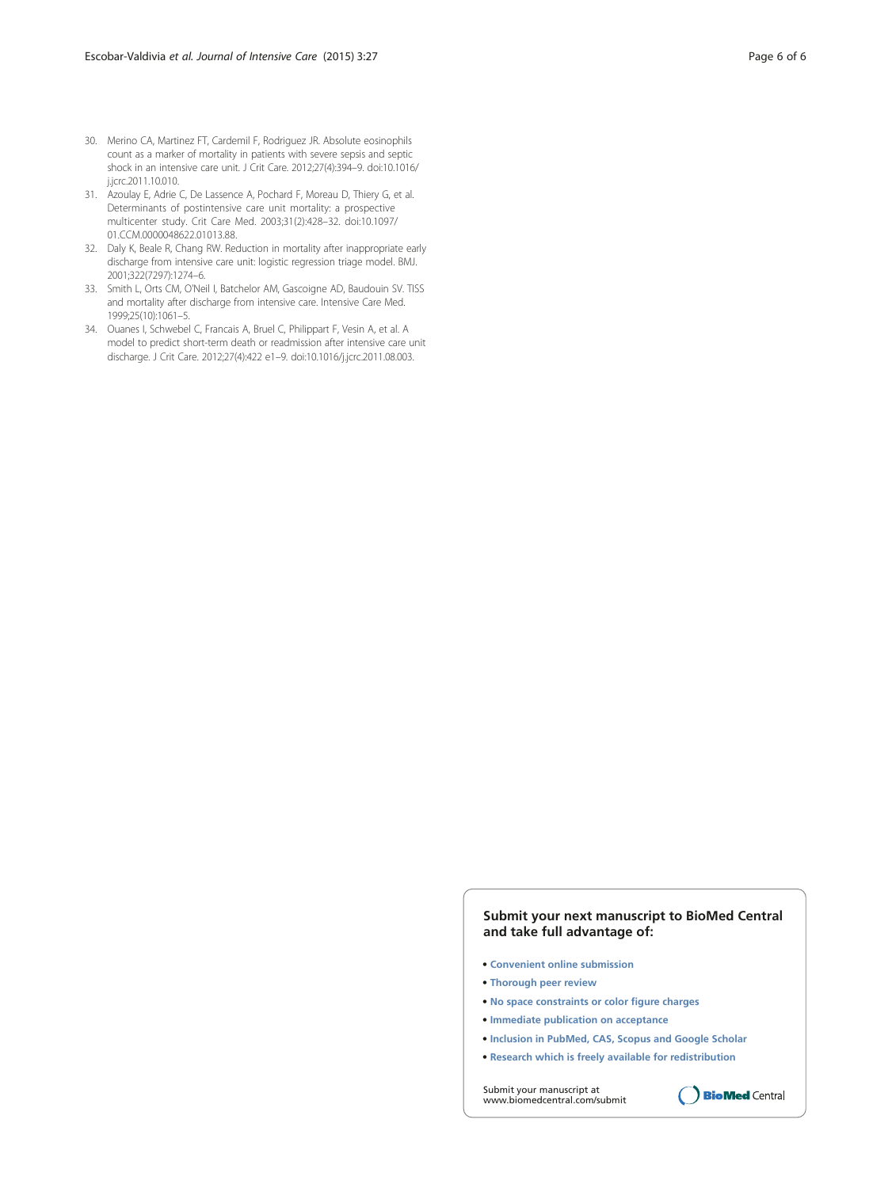30. Merino CA, Martinez FT, Cardemil F, Rodriguez JR. Absolute eosinophils count as a marker of mortality in patients with severe sepsis and septic shock in an intensive care unit. J Crit Care. 2012;27(4):394–9. doi:10.1016/j.jcrc.2011.10.010.
31. Azoulay E, Adrie C, De Lassence A, Pochard F, Moreau D, Thiery G, et al. Determinants of postintensive care unit mortality: a prospective multicenter study. Crit Care Med. 2003;31(2):428–32. doi:10.1097/01.CCM.0000048622.01013.88.
32. Daly K, Beale R, Chang RW. Reduction in mortality after inappropriate early discharge from intensive care unit: logistic regression triage model. BMJ. 2001;322(7297):1274–6.
33. Smith L, Orts CM, O'Neil I, Batchelor AM, Gascoigne AD, Baudouin SV. TISS and mortality after discharge from intensive care. Intensive Care Med. 1999;25(10):1061–5.
34. Ouanes I, Schwebel C, Francais A, Bruel C, Philippart F, Vesin A, et al. A model to predict short-term death or readmission after intensive care unit discharge. J Crit Care. 2012;27(4):422 e1–9. doi:10.1016/j.jcrc.2011.08.003.

**Submit your next manuscript to BioMed Central and take full advantage of:**

- **Convenient online submission**
- **Thorough peer review**
- **No space constraints or color figure charges**
- **Immediate publication on acceptance**
- **Inclusion in PubMed, CAS, Scopus and Google Scholar**
- **Research which is freely available for redistribution**

Submit your manuscript at
www.biomedcentral.com/submit

BioMed Central